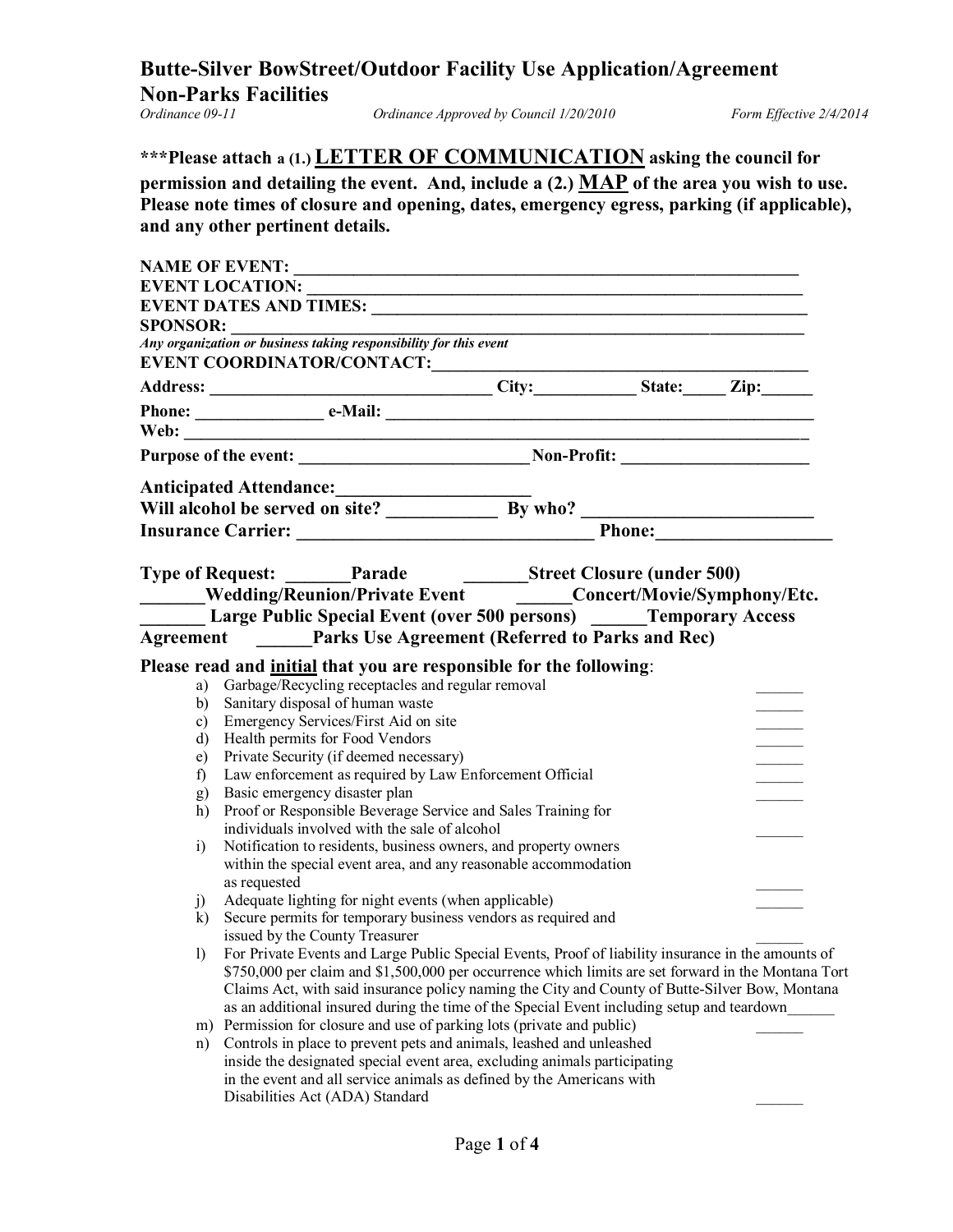# Butte-Silver BowStreet/Outdoor Facility Use Application/Agreement

## Non-Parks Facilities

*Ordinance 09-11* *Ordinance Approved by Council 1/20/2010* *Form Effective 2/4/2014*

**\*\*\*Please attach a (1.) LETTER OF COMMUNICATION asking the council for permission and detailing the event. And, include a (2.) MAP of the area you wish to use. Please note times of closure and opening, dates, emergency egress, parking (if applicable), and any other pertinent details.**

**NAME OF EVENT:** ___________________________________________________________

**EVENT LOCATION:** _________________________________________________________

**EVENT DATES AND TIMES:** ___________________________________________________

**SPONSOR:** _________________________________________________________________

*Any organization or business taking responsibility for this event*

**EVENT COORDINATOR/CONTACT:**___________________________________________

**Address:** ________________________________ **City:**___________ **State:**_____ **Zip:**______

**Phone:** ______________ **e-Mail:** ____________________________________________________

**Web:** ___________________________________________________________________________

**Purpose of the event:** __________________________ **Non-Profit:** _____________________

**Anticipated Attendance:**____________________

**Will alcohol be served on site?** ____________ **By who?** ________________________

**Insurance Carrier:** ________________________________ **Phone:**__________________

**Type of Request:** _______**Parade** _______**Street Closure (under 500)** _______**Wedding/Reunion/Private Event** ______**Concert/Movie/Symphony/Etc.** _______ **Large Public Special Event (over 500 persons)** ______**Temporary Access Agreement** ______**Parks Use Agreement (Referred to Parks and Rec)**

**Please read and initial that you are responsible for the following**:

a) Garbage/Recycling receptacles and regular removal ______
b) Sanitary disposal of human waste ______
c) Emergency Services/First Aid on site ______
d) Health permits for Food Vendors ______
e) Private Security (if deemed necessary) ______
f) Law enforcement as required by Law Enforcement Official ______
g) Basic emergency disaster plan ______
h) Proof or Responsible Beverage Service and Sales Training for individuals involved with the sale of alcohol ______
i) Notification to residents, business owners, and property owners within the special event area, and any reasonable accommodation as requested ______
j) Adequate lighting for night events (when applicable) ______
k) Secure permits for temporary business vendors as required and issued by the County Treasurer ______
l) For Private Events and Large Public Special Events, Proof of liability insurance in the amounts of $750,000 per claim and $1,500,000 per occurrence which limits are set forward in the Montana Tort Claims Act, with said insurance policy naming the City and County of Butte-Silver Bow, Montana as an additional insured during the time of the Special Event including setup and teardown______
m) Permission for closure and use of parking lots (private and public) ______
n) Controls in place to prevent pets and animals, leashed and unleashed inside the designated special event area, excluding animals participating in the event and all service animals as defined by the Americans with Disabilities Act (ADA) Standard ______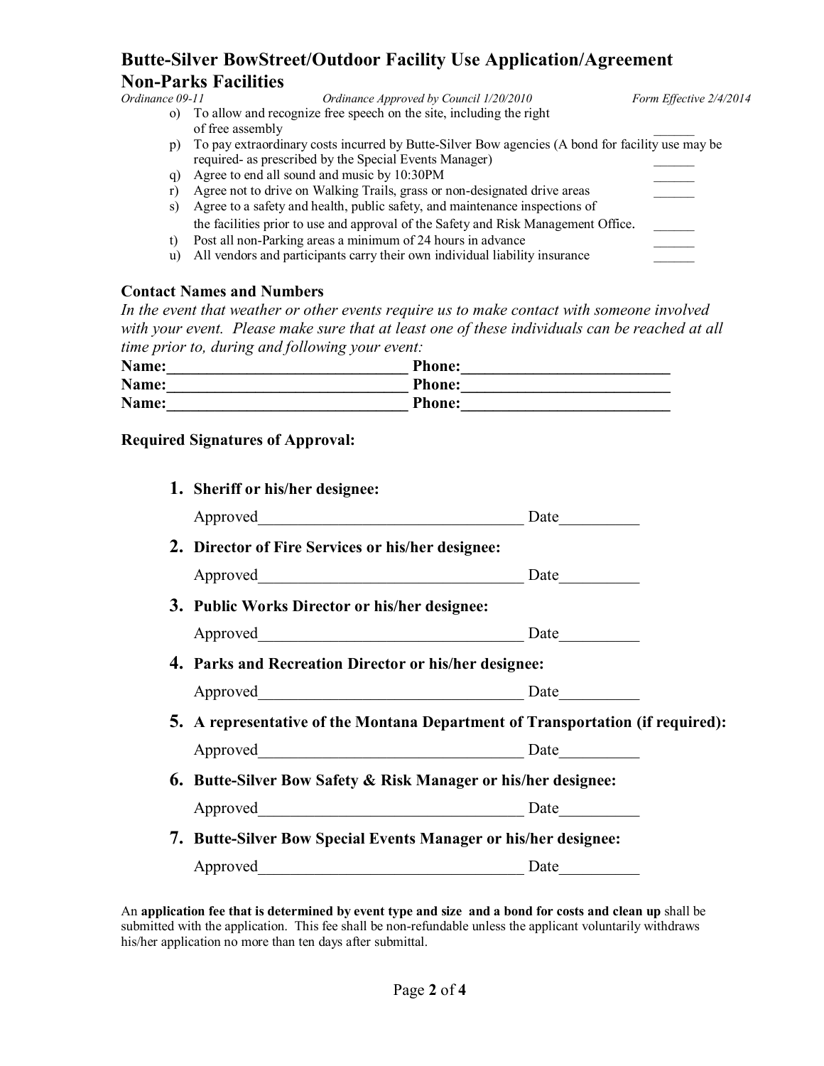# Butte-Silver BowStreet/Outdoor Facility Use Application/Agreement

## Non-Parks Facilities

*Ordinance 09-11* *Ordinance Approved by Council 1/20/2010* *Form Effective 2/4/2014*

o) To allow and recognize free speech on the site, including the right of free assembly ______

p) To pay extraordinary costs incurred by Butte-Silver Bow agencies (A bond for facility use may be required- as prescribed by the Special Events Manager) ______

q) Agree to end all sound and music by 10:30PM ______

r) Agree not to drive on Walking Trails, grass or non-designated drive areas ______

s) Agree to a safety and health, public safety, and maintenance inspections of the facilities prior to use and approval of the Safety and Risk Management Office. ______

t) Post all non-Parking areas a minimum of 24 hours in advance ______

u) All vendors and participants carry their own individual liability insurance ______

### Contact Names and Numbers

*In the event that weather or other events require us to make contact with someone involved with your event. Please make sure that at least one of these individuals can be reached at all time prior to, during and following your event:*

**Name:______________________________ Phone:__________________________**

**Name:______________________________ Phone:__________________________**

**Name:______________________________ Phone:__________________________**

### Required Signatures of Approval:

1. **Sheriff or his/her designee:**

   Approved__________________________________ Date__________

2. **Director of Fire Services or his/her designee:**

   Approved__________________________________ Date__________

3. **Public Works Director or his/her designee:**

   Approved__________________________________ Date__________

4. **Parks and Recreation Director or his/her designee:**

   Approved__________________________________ Date__________

5. **A representative of the Montana Department of Transportation (if required):**

   Approved__________________________________ Date__________

6. **Butte-Silver Bow Safety & Risk Manager or his/her designee:**

   Approved__________________________________ Date__________

7. **Butte-Silver Bow Special Events Manager or his/her designee:**

   Approved__________________________________ Date__________

An **application fee that is determined by event type and size and a bond for costs and clean up** shall be submitted with the application. This fee shall be non-refundable unless the applicant voluntarily withdraws his/her application no more than ten days after submittal.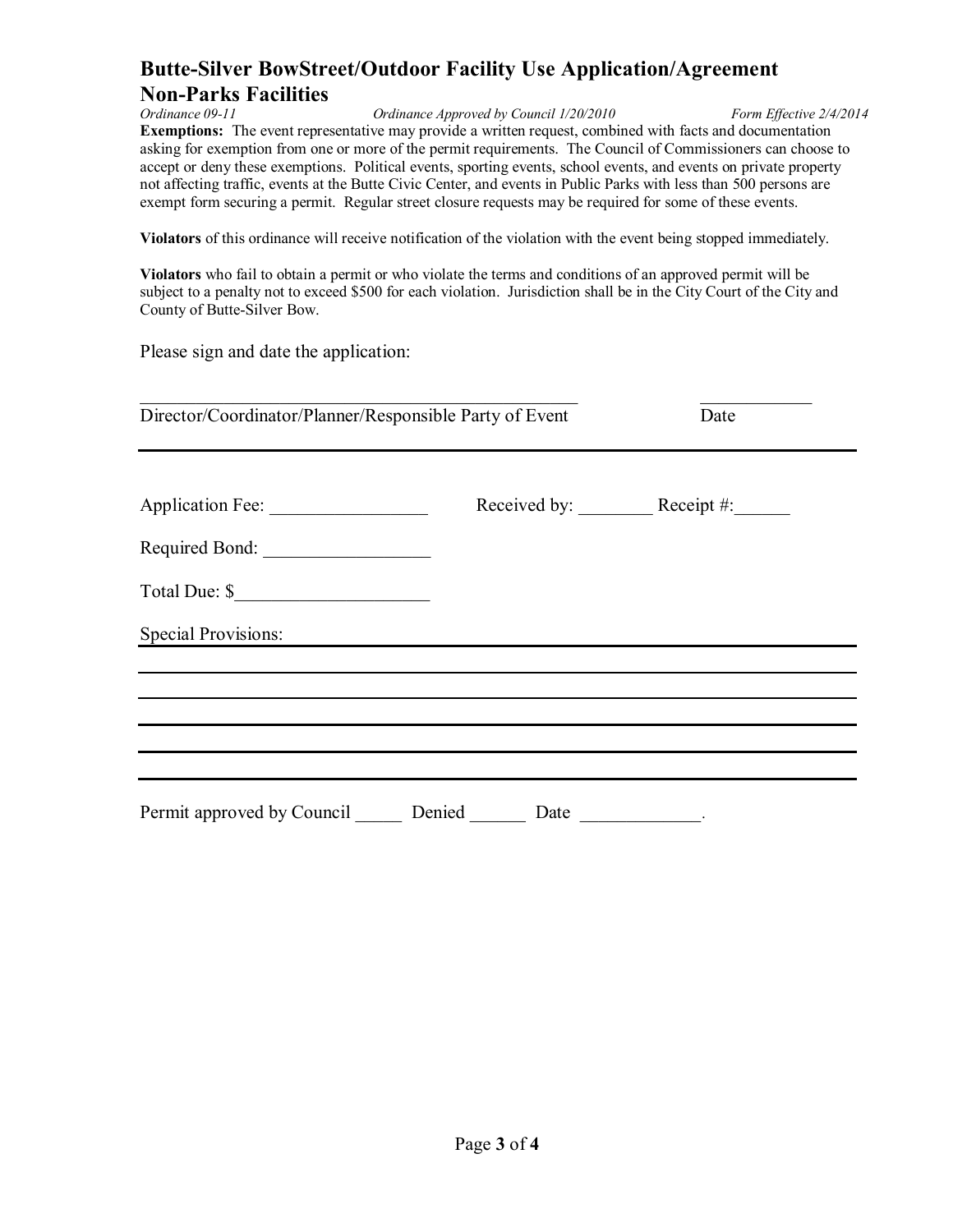## Butte-Silver BowStreet/Outdoor Facility Use Application/Agreement Non-Parks Facilities

*Ordinance 09-11* *Ordinance Approved by Council 1/20/2010* *Form Effective 2/4/2014*

**Exemptions:** The event representative may provide a written request, combined with facts and documentation asking for exemption from one or more of the permit requirements. The Council of Commissioners can choose to accept or deny these exemptions. Political events, sporting events, school events, and events on private property not affecting traffic, events at the Butte Civic Center, and events in Public Parks with less than 500 persons are exempt form securing a permit. Regular street closure requests may be required for some of these events.

**Violators** of this ordinance will receive notification of the violation with the event being stopped immediately.

**Violators** who fail to obtain a permit or who violate the terms and conditions of an approved permit will be subject to a penalty not to exceed $500 for each violation. Jurisdiction shall be in the City Court of the City and County of Butte-Silver Bow.

Please sign and date the application:

_______________________________________________ ____________

Director/Coordinator/Planner/Responsible Party of Event Date

---

Application Fee: ________________ Received by: ________ Receipt #:______

Required Bond: _________________

Total Due: $____________________

Special Provisions: ____________________________________________

____________________________________________________________

____________________________________________________________

____________________________________________________________

____________________________________________________________

____________________________________________________________

Permit approved by Council _____ Denied ______ Date _____________.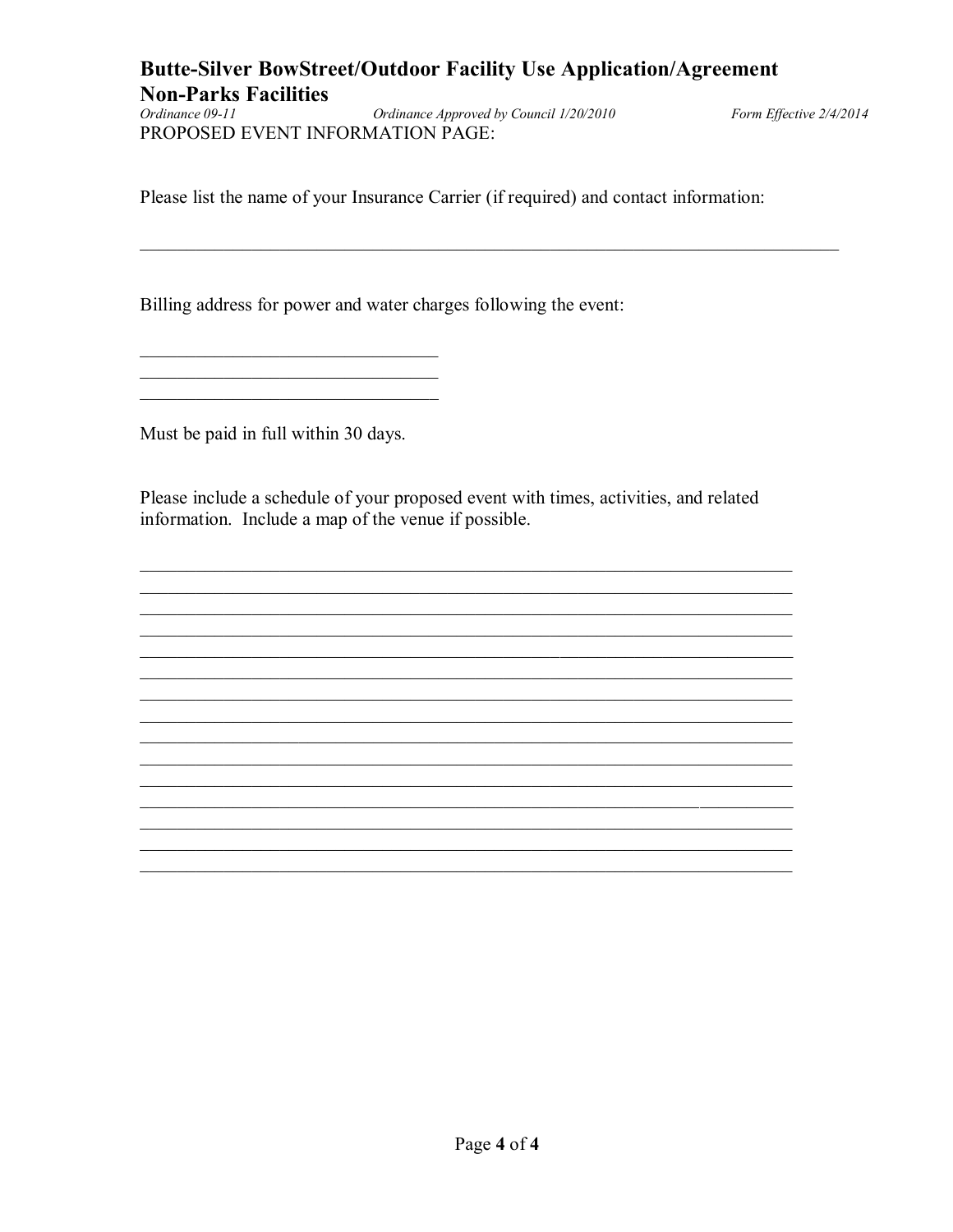**Butte-Silver BowStreet/Outdoor Facility Use Application/Agreement**
**Non-Parks Facilities**

*Ordinance 09-11* *Ordinance Approved by Council 1/20/2010* *Form Effective 2/4/2014*

PROPOSED EVENT INFORMATION PAGE:

Please list the name of your Insurance Carrier (if required) and contact information:

______________________________________________________________________________

Billing address for power and water charges following the event:

_________________________________
_________________________________
_________________________________

Must be paid in full within 30 days.

Please include a schedule of your proposed event with times, activities, and related information. Include a map of the venue if possible.

________________________________________________________________________
________________________________________________________________________
________________________________________________________________________
________________________________________________________________________
________________________________________________________________________
________________________________________________________________________
________________________________________________________________________
________________________________________________________________________
________________________________________________________________________
________________________________________________________________________
________________________________________________________________________
________________________________________________________________________
________________________________________________________________________
________________________________________________________________________
________________________________________________________________________